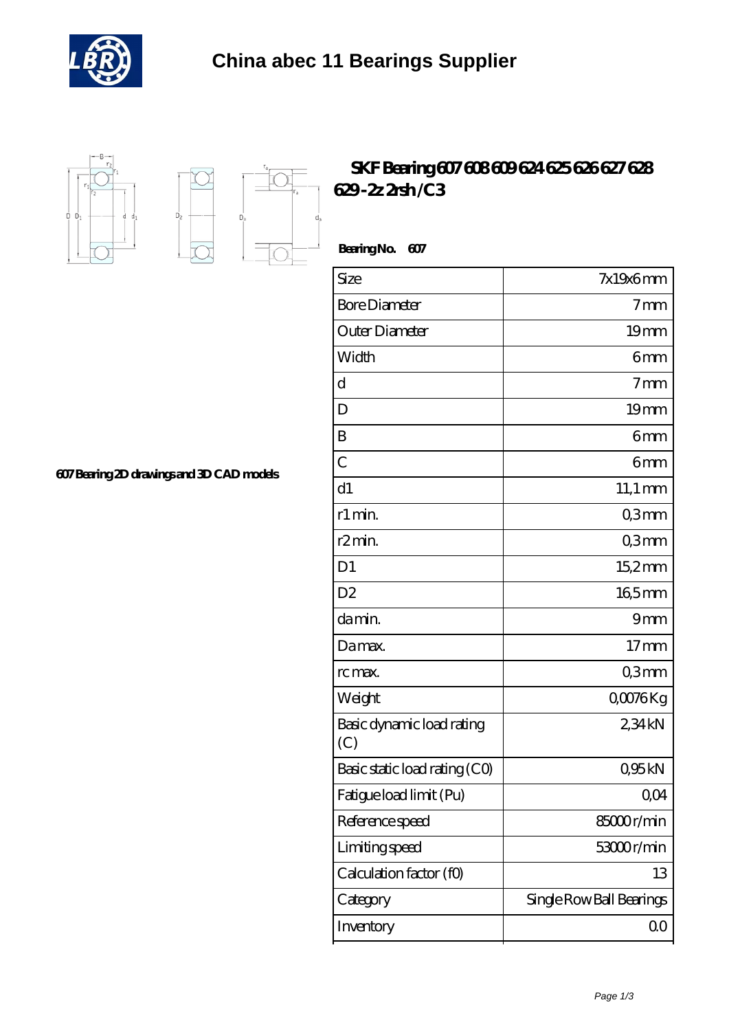# China abec 11 Bearings Supplier

## SKF Bearing 607 608 609 624 625 626 627 628 629-2z 2rsh /C3

**Bearing No. 607**

607 Bearing 2D drawings and 3D CAD models

| Size | 7x19x6 mm |
|---|---|
| Bore Diameter | 7 mm |
| Outer Diameter | 19 mm |
| Width | 6 mm |
| d | 7 mm |
| D | 19 mm |
| B | 6 mm |
| C | 6 mm |
| d1 | 11,1 mm |
| r1 min. | 0,3 mm |
| r2 min. | 0,3 mm |
| D1 | 15,2 mm |
| D2 | 16,5 mm |
| da min. | 9 mm |
| Da max. | 17 mm |
| rc max. | 0,3 mm |
| Weight | 0,0076 Kg |
| Basic dynamic load rating (C) | 2,34 kN |
| Basic static load rating (C0) | 0,95 kN |
| Fatigue load limit (Pu) | 0,04 |
| Reference speed | 85000 r/min |
| Limiting speed | 53000 r/min |
| Calculation factor (f0) | 13 |
| Category | Single Row Ball Bearings |
| Inventory | 0.0 |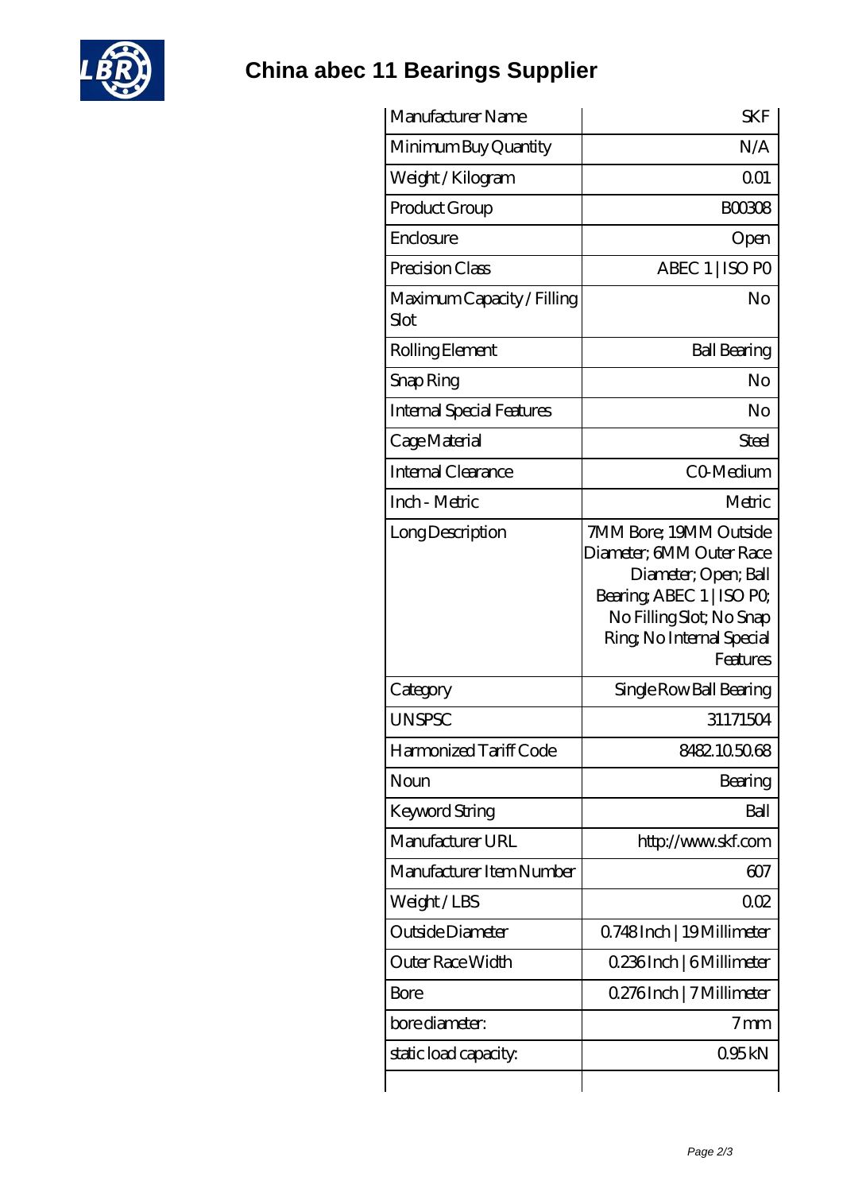# China abec 11 Bearings Supplier

| Manufacturer Name | SKF |
|---|---|
| Minimum Buy Quantity | N/A |
| Weight / Kilogram | 0.01 |
| Product Group | B00308 |
| Enclosure | Open |
| Precision Class | ABEC 1 \| ISO P0 |
| Maximum Capacity / Filling Slot | No |
| Rolling Element | Ball Bearing |
| Snap Ring | No |
| Internal Special Features | No |
| Cage Material | Steel |
| Internal Clearance | C0-Medium |
| Inch - Metric | Metric |
| Long Description | 7MM Bore; 19MM Outside Diameter; 6MM Outer Race Diameter; Open; Ball Bearing; ABEC 1 \| ISO P0; No Filling Slot; No Snap Ring; No Internal Special Features |
| Category | Single Row Ball Bearing |
| UNSPSC | 31171504 |
| Harmonized Tariff Code | 8482.10.50.68 |
| Noun | Bearing |
| Keyword String | Ball |
| Manufacturer URL | http://www.skf.com |
| Manufacturer Item Number | 607 |
| Weight / LBS | 0.02 |
| Outside Diameter | 0.748 Inch \| 19 Millimeter |
| Outer Race Width | 0.236 Inch \| 6 Millimeter |
| Bore | 0.276 Inch \| 7 Millimeter |
| bore diameter: | 7 mm |
| static load capacity: | 0.95 kN |
| | |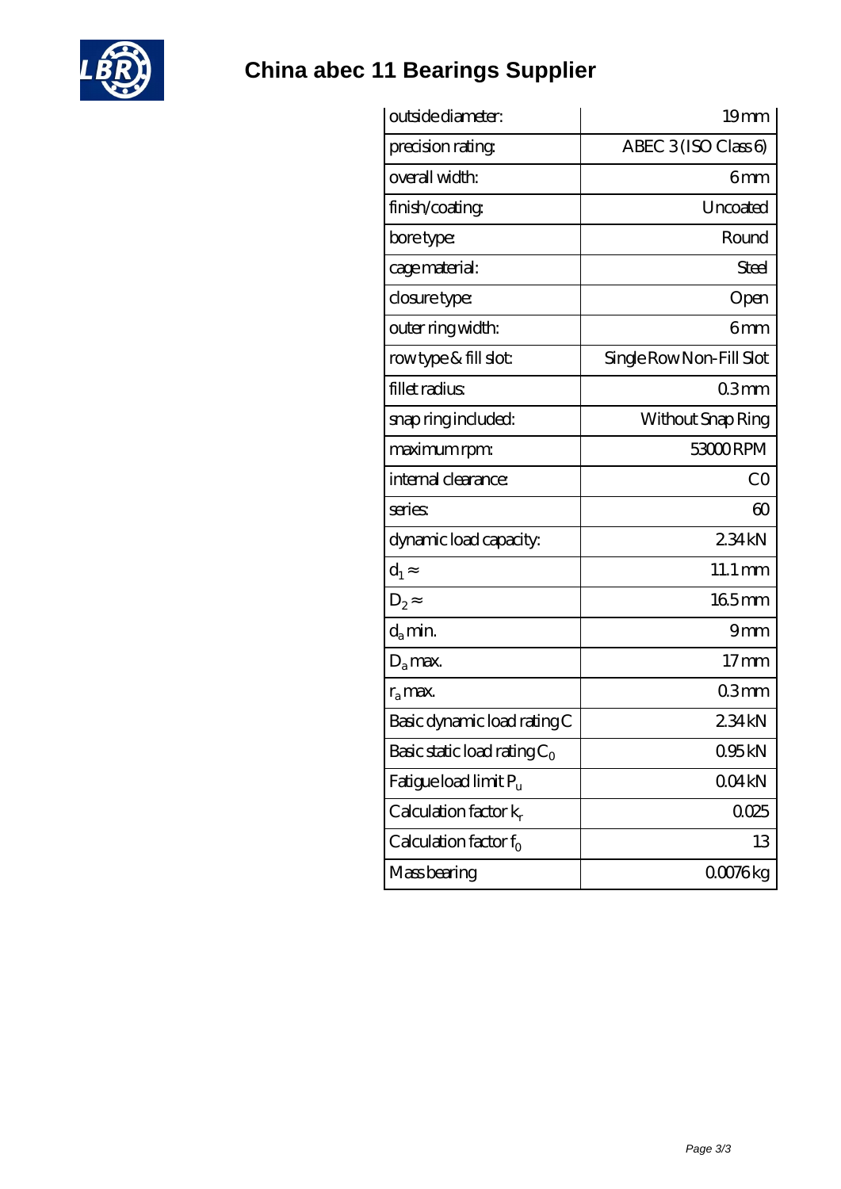# China abec 11 Bearings Supplier

| | |
|---|---|
| outside diameter: | 19 mm |
| precision rating: | ABEC 3 (ISO Class 6) |
| overall width: | 6 mm |
| finish/coating: | Uncoated |
| bore type: | Round |
| cage material: | Steel |
| closure type: | Open |
| outer ring width: | 6 mm |
| row type & fill slot: | Single Row Non-Fill Slot |
| fillet radius: | 0.3 mm |
| snap ring included: | Without Snap Ring |
| maximum rpm: | 53000 RPM |
| internal clearance: | C0 |
| series: | 60 |
| dynamic load capacity: | 2.34 kN |
| $d_1 \approx$ | 11.1 mm |
| $D_2 \approx$ | 16.5 mm |
| $d_a$ min. | 9 mm |
| $D_a$ max. | 17 mm |
| $r_a$ max. | 0.3 mm |
| Basic dynamic load rating C | 2.34 kN |
| Basic static load rating $C_0$ | 0.95 kN |
| Fatigue load limit $P_u$ | 0.04 kN |
| Calculation factor $k_r$ | 0.025 |
| Calculation factor $f_0$ | 13 |
| Mass bearing | 0.0076 kg |